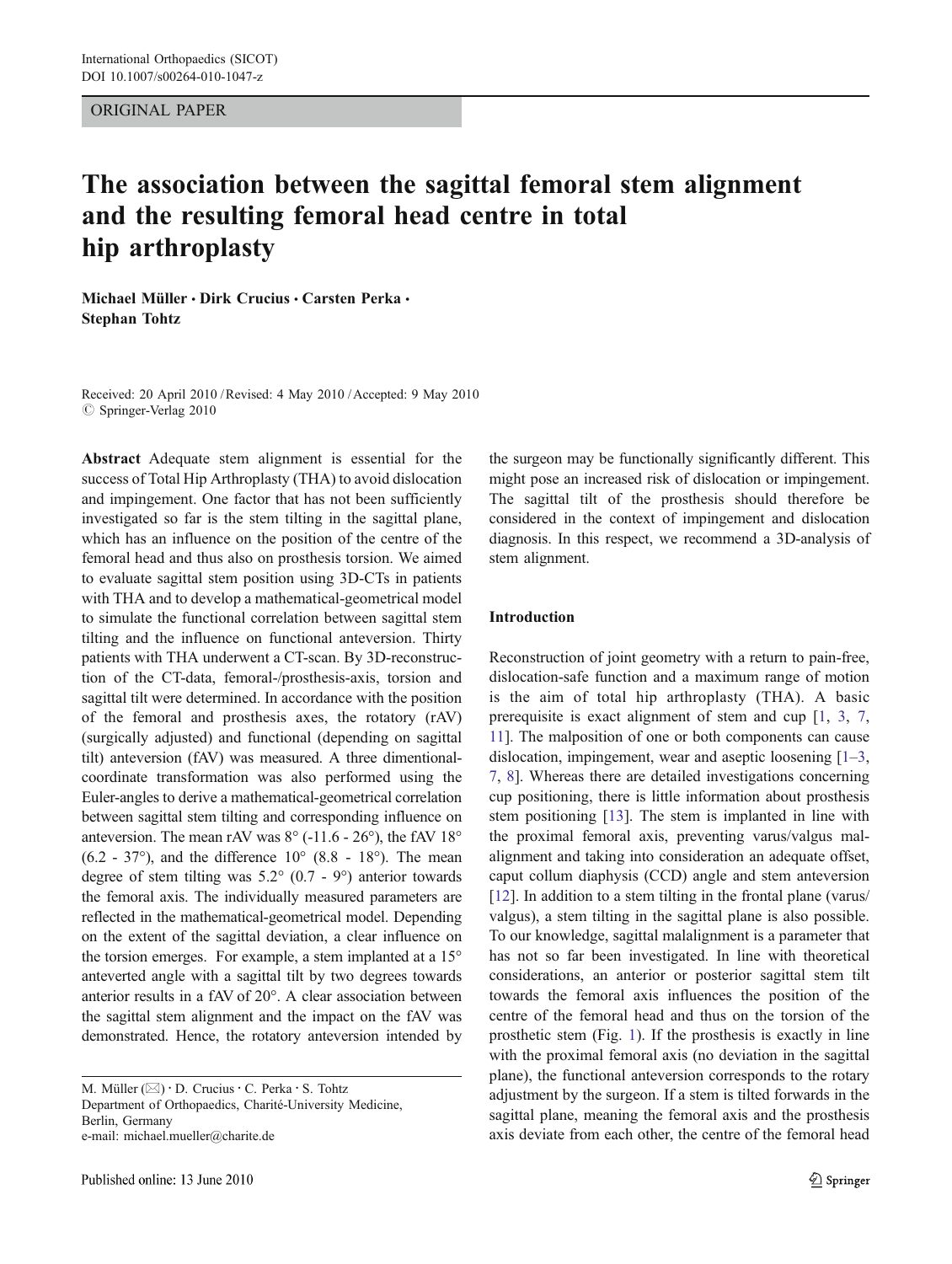ORIGINAL PAPER

# The association between the sagittal femoral stem alignment and the resulting femoral head centre in total hip arthroplasty

**Michael Müller · Dirk Crucius · Carsten Perka · Stephan Tohtz**

Received: 20 April 2010 / Revised: 4 May 2010 / Accepted: 9 May 2010
© Springer-Verlag 2010

**Abstract** Adequate stem alignment is essential for the success of Total Hip Arthroplasty (THA) to avoid dislocation and impingement. One factor that has not been sufficiently investigated so far is the stem tilting in the sagittal plane, which has an influence on the position of the centre of the femoral head and thus also on prosthesis torsion. We aimed to evaluate sagittal stem position using 3D-CTs in patients with THA and to develop a mathematical-geometrical model to simulate the functional correlation between sagittal stem tilting and the influence on functional anteversion. Thirty patients with THA underwent a CT-scan. By 3D-reconstruction of the CT-data, femoral-/prosthesis-axis, torsion and sagittal tilt were determined. In accordance with the position of the femoral and prosthesis axes, the rotatory (rAV) (surgically adjusted) and functional (depending on sagittal tilt) anteversion (fAV) was measured. A three dimentional-coordinate transformation was also performed using the Euler-angles to derive a mathematical-geometrical correlation between sagittal stem tilting and corresponding influence on anteversion. The mean rAV was 8° (-11.6 - 26°), the fAV 18° (6.2 - 37°), and the difference 10° (8.8 - 18°). The mean degree of stem tilting was 5.2° (0.7 - 9°) anterior towards the femoral axis. The individually measured parameters are reflected in the mathematical-geometrical model. Depending on the extent of the sagittal deviation, a clear influence on the torsion emerges. For example, a stem implanted at a 15° anteverted angle with a sagittal tilt by two degrees towards anterior results in a fAV of 20°. A clear association between the sagittal stem alignment and the impact on the fAV was demonstrated. Hence, the rotatory anteversion intended by the surgeon may be functionally significantly different. This might pose an increased risk of dislocation or impingement. The sagittal tilt of the prosthesis should therefore be considered in the context of impingement and dislocation diagnosis. In this respect, we recommend a 3D-analysis of stem alignment.

M. Müller (✉) · D. Crucius · C. Perka · S. Tohtz
Department of Orthopaedics, Charité-University Medicine,
Berlin, Germany
e-mail: michael.mueller@charite.de

## Introduction

Reconstruction of joint geometry with a return to pain-free, dislocation-safe function and a maximum range of motion is the aim of total hip arthroplasty (THA). A basic prerequisite is exact alignment of stem and cup [1, 3, 7, 11]. The malposition of one or both components can cause dislocation, impingement, wear and aseptic loosening [1–3, 7, 8]. Whereas there are detailed investigations concerning cup positioning, there is little information about prosthesis stem positioning [13]. The stem is implanted in line with the proximal femoral axis, preventing varus/valgus malalignment and taking into consideration an adequate offset, caput collum diaphysis (CCD) angle and stem anteversion [12]. In addition to a stem tilting in the frontal plane (varus/valgus), a stem tilting in the sagittal plane is also possible. To our knowledge, sagittal malalignment is a parameter that has not so far been investigated. In line with theoretical considerations, an anterior or posterior sagittal stem tilt towards the femoral axis influences the position of the centre of the femoral head and thus on the torsion of the prosthetic stem (Fig. 1). If the prosthesis is exactly in line with the proximal femoral axis (no deviation in the sagittal plane), the functional anteversion corresponds to the rotary adjustment by the surgeon. If a stem is tilted forwards in the sagittal plane, meaning the femoral axis and the prosthesis axis deviate from each other, the centre of the femoral head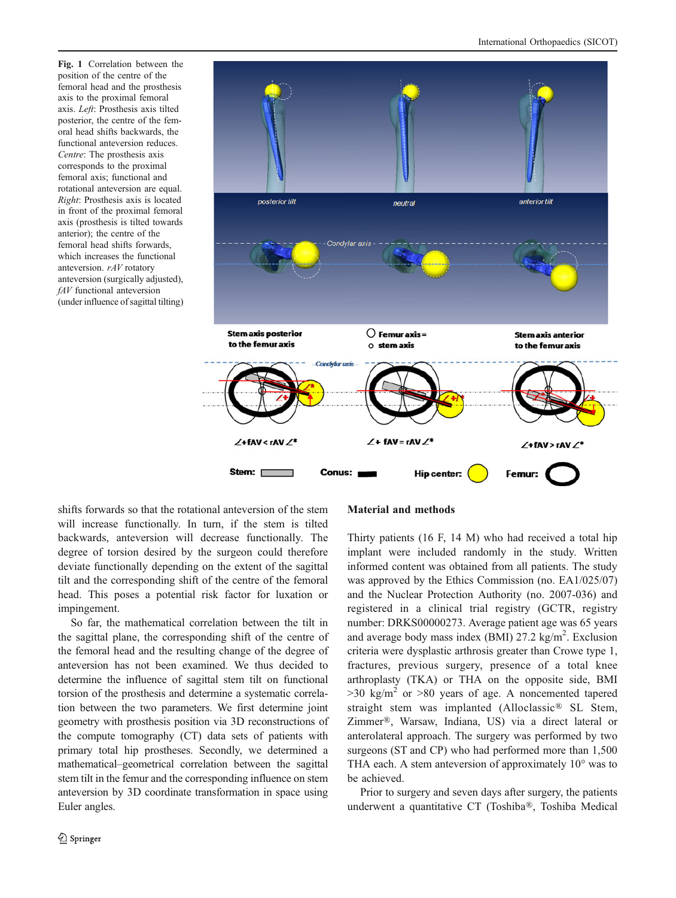**Fig. 1** Correlation between the position of the centre of the femoral head and the prosthesis axis to the proximal femoral axis. *Left*: Prosthesis axis tilted posterior, the centre of the femoral head shifts backwards, the functional anteversion reduces. *Centre*: The prosthesis axis corresponds to the proximal femoral axis; functional and rotational anteversion are equal. *Right*: Prosthesis axis is located in front of the proximal femoral axis (prosthesis is tilted towards anterior); the centre of the femoral head shifts forwards, which increases the functional anteversion. *rAV* rotatory anteversion (surgically adjusted), *fAV* functional anteversion (under influence of sagittal tilting)

shifts forwards so that the rotational anteversion of the stem will increase functionally. In turn, if the stem is tilted backwards, anteversion will decrease functionally. The degree of torsion desired by the surgeon could therefore deviate functionally depending on the extent of the sagittal tilt and the corresponding shift of the centre of the femoral head. This poses a potential risk factor for luxation or impingement.

So far, the mathematical correlation between the tilt in the sagittal plane, the corresponding shift of the centre of the femoral head and the resulting change of the degree of anteversion has not been examined. We thus decided to determine the influence of sagittal stem tilt on functional torsion of the prosthesis and determine a systematic correlation between the two parameters. We first determine joint geometry with prosthesis position via 3D reconstructions of the compute tomography (CT) data sets of patients with primary total hip prostheses. Secondly, we determined a mathematical–geometrical correlation between the sagittal stem tilt in the femur and the corresponding influence on stem anteversion by 3D coordinate transformation in space using Euler angles.

## Material and methods

Thirty patients (16 F, 14 M) who had received a total hip implant were included randomly in the study. Written informed content was obtained from all patients. The study was approved by the Ethics Commission (no. EA1/025/07) and the Nuclear Protection Authority (no. 2007-036) and registered in a clinical trial registry (GCTR, registry number: DRKS00000273. Average patient age was 65 years and average body mass index (BMI) 27.2 kg/m$^2$. Exclusion criteria were dysplastic arthrosis greater than Crowe type 1, fractures, previous surgery, presence of a total knee arthroplasty (TKA) or THA on the opposite side, BMI >30 kg/m$^2$ or >80 years of age. A noncemented tapered straight stem was implanted (Alloclassic® SL Stem, Zimmer®, Warsaw, Indiana, US) via a direct lateral or anterolateral approach. The surgery was performed by two surgeons (ST and CP) who had performed more than 1,500 THA each. A stem anteversion of approximately 10° was to be achieved.

Prior to surgery and seven days after surgery, the patients underwent a quantitative CT (Toshiba®, Toshiba Medical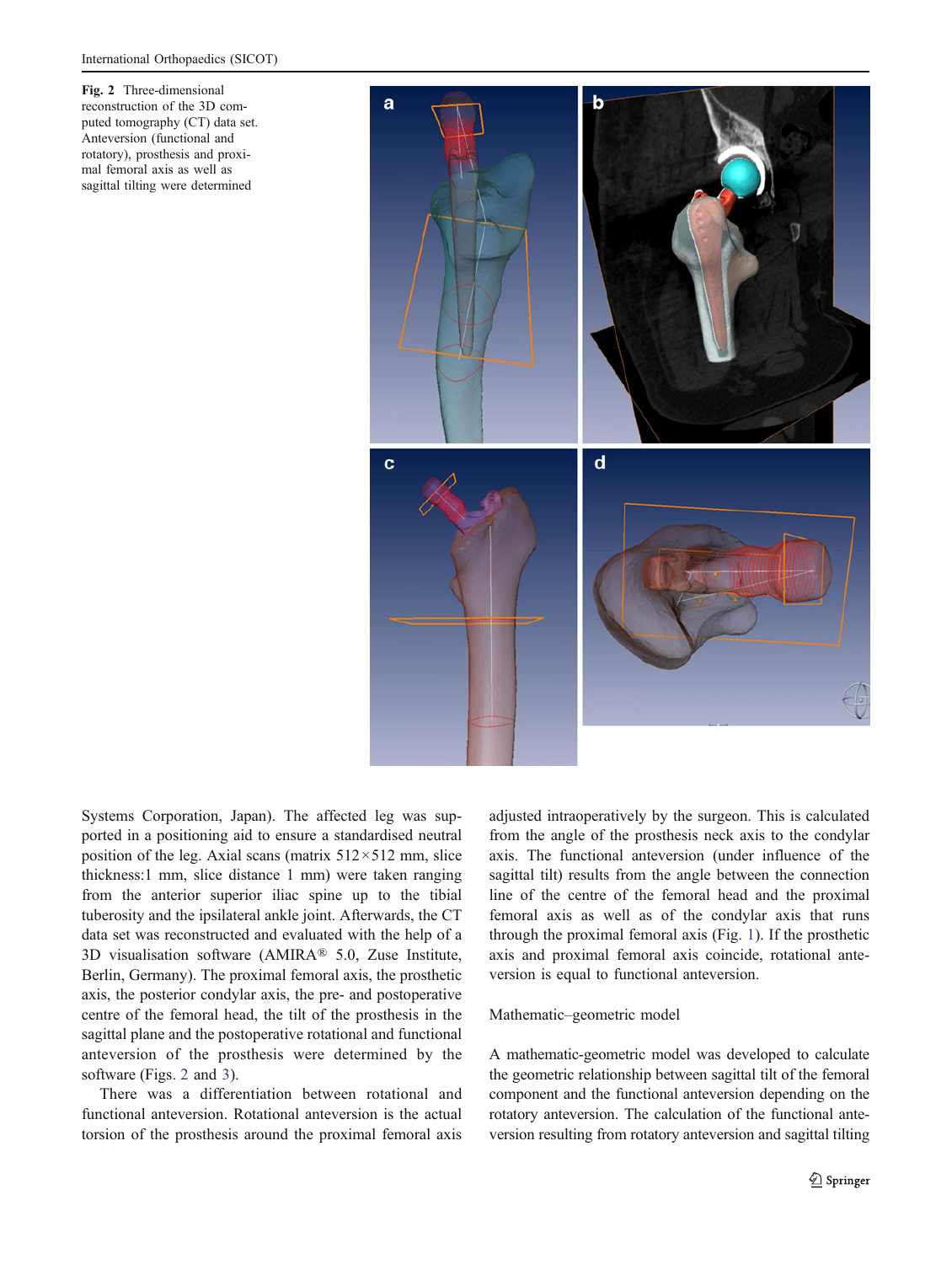Fig. 2 Three-dimensional reconstruction of the 3D computed tomography (CT) data set. Anteversion (functional and rotatory), prosthesis and proximal femoral axis as well as sagittal tilting were determined

Systems Corporation, Japan). The affected leg was supported in a positioning aid to ensure a standardised neutral position of the leg. Axial scans (matrix 512×512 mm, slice thickness:1 mm, slice distance 1 mm) were taken ranging from the anterior superior iliac spine up to the tibial tuberosity and the ipsilateral ankle joint. Afterwards, the CT data set was reconstructed and evaluated with the help of a 3D visualisation software (AMIRA® 5.0, Zuse Institute, Berlin, Germany). The proximal femoral axis, the prosthetic axis, the posterior condylar axis, the pre- and postoperative centre of the femoral head, the tilt of the prosthesis in the sagittal plane and the postoperative rotational and functional anteversion of the prosthesis were determined by the software (Figs. 2 and 3).

There was a differentiation between rotational and functional anteversion. Rotational anteversion is the actual torsion of the prosthesis around the proximal femoral axis adjusted intraoperatively by the surgeon. This is calculated from the angle of the prosthesis neck axis to the condylar axis. The functional anteversion (under influence of the sagittal tilt) results from the angle between the connection line of the centre of the femoral head and the proximal femoral axis as well as of the condylar axis that runs through the proximal femoral axis (Fig. 1). If the prosthetic axis and proximal femoral axis coincide, rotational anteversion is equal to functional anteversion.

### Mathematic–geometric model

A mathematic-geometric model was developed to calculate the geometric relationship between sagittal tilt of the femoral component and the functional anteversion depending on the rotatory anteversion. The calculation of the functional anteversion resulting from rotatory anteversion and sagittal tilting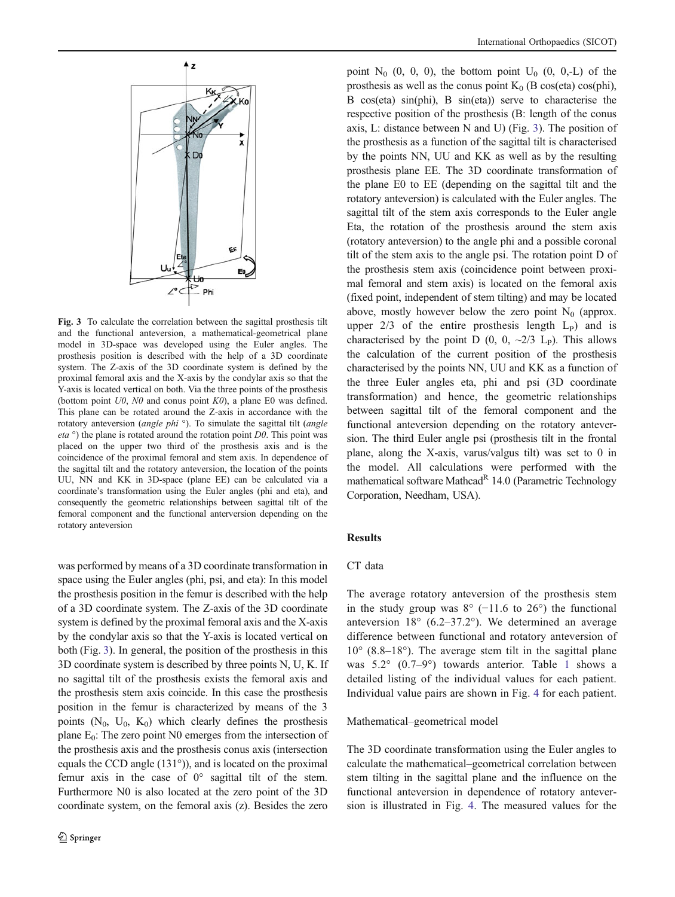Fig. 3 To calculate the correlation between the sagittal prosthesis tilt and the functional anteversion, a mathematical-geometrical plane model in 3D-space was developed using the Euler angles. The prosthesis position is described with the help of a 3D coordinate system. The Z-axis of the 3D coordinate system is defined by the proximal femoral axis and the X-axis by the condylar axis so that the Y-axis is located vertical on both. Via the three points of the prosthesis (bottom point *U0*, *N0* and conus point *K0*), a plane E0 was defined. This plane can be rotated around the Z-axis in accordance with the rotatory anteversion (*angle phi °*). To simulate the sagittal tilt (*angle eta °*) the plane is rotated around the rotation point *D0*. This point was placed on the upper two third of the prosthesis axis and is the coincidence of the proximal femoral and stem axis. In dependence of the sagittal tilt and the rotatory anteversion, the location of the points UU, NN and KK in 3D-space (plane EE) can be calculated via a coordinate's transformation using the Euler angles (phi and eta), and consequently the geometric relationships between sagittal tilt of the femoral component and the functional anterversion depending on the rotatory anteversion

was performed by means of a 3D coordinate transformation in space using the Euler angles (phi, psi, and eta): In this model the prosthesis position in the femur is described with the help of a 3D coordinate system. The Z-axis of the 3D coordinate system is defined by the proximal femoral axis and the X-axis by the condylar axis so that the Y-axis is located vertical on both (Fig. 3). In general, the position of the prosthesis in this 3D coordinate system is described by three points N, U, K. If no sagittal tilt of the prosthesis exists the femoral axis and the prosthesis stem axis coincide. In this case the prosthesis position in the femur is characterized by means of the 3 points ($N_0$, $U_0$, $K_0$) which clearly defines the prosthesis plane $E_0$: The zero point N0 emerges from the intersection of the prosthesis axis and the prosthesis conus axis (intersection equals the CCD angle (131°)), and is located on the proximal femur axis in the case of 0° sagittal tilt of the stem. Furthermore N0 is also located at the zero point of the 3D coordinate system, on the femoral axis (z). Besides the zero point $N_0$ (0, 0, 0), the bottom point $U_0$ (0, 0,-L) of the prosthesis as well as the conus point $K_0$ (B cos(eta) cos(phi), B cos(eta) sin(phi), B sin(eta)) serve to characterise the respective position of the prosthesis (B: length of the conus axis, L: distance between N and U) (Fig. 3). The position of the prosthesis as a function of the sagittal tilt is characterised by the points NN, UU and KK as well as by the resulting prosthesis plane EE. The 3D coordinate transformation of the plane E0 to EE (depending on the sagittal tilt and the rotatory anteversion) is calculated with the Euler angles. The sagittal tilt of the stem axis corresponds to the Euler angle Eta, the rotation of the prosthesis around the stem axis (rotatory anteversion) to the angle phi and a possible coronal tilt of the stem axis to the angle psi. The rotation point D of the prosthesis stem axis (coincidence point between proximal femoral and stem axis) is located on the femoral axis (fixed point, independent of stem tilting) and may be located above, mostly however below the zero point $N_0$ (approx. upper 2/3 of the entire prosthesis length $L_P$) and is characterised by the point D (0, 0, ~2/3 $L_P$). This allows the calculation of the current position of the prosthesis characterised by the points NN, UU and KK as a function of the three Euler angles eta, phi and psi (3D coordinate transformation) and hence, the geometric relationships between sagittal tilt of the femoral component and the functional anteversion depending on the rotatory anteversion. The third Euler angle psi (prosthesis tilt in the frontal plane, along the X-axis, varus/valgus tilt) was set to 0 in the model. All calculations were performed with the mathematical software Mathcad[R] 14.0 (Parametric Technology Corporation, Needham, USA).

## Results

### CT data

The average rotatory anteversion of the prosthesis stem in the study group was 8° (−11.6 to 26°) the functional anteversion 18° (6.2–37.2°). We determined an average difference between functional and rotatory anteversion of 10° (8.8–18°). The average stem tilt in the sagittal plane was 5.2° (0.7–9°) towards anterior. Table 1 shows a detailed listing of the individual values for each patient. Individual value pairs are shown in Fig. 4 for each patient.

### Mathematical–geometrical model

The 3D coordinate transformation using the Euler angles to calculate the mathematical–geometrical correlation between stem tilting in the sagittal plane and the influence on the functional anteversion in dependence of rotatory anteversion is illustrated in Fig. 4. The measured values for the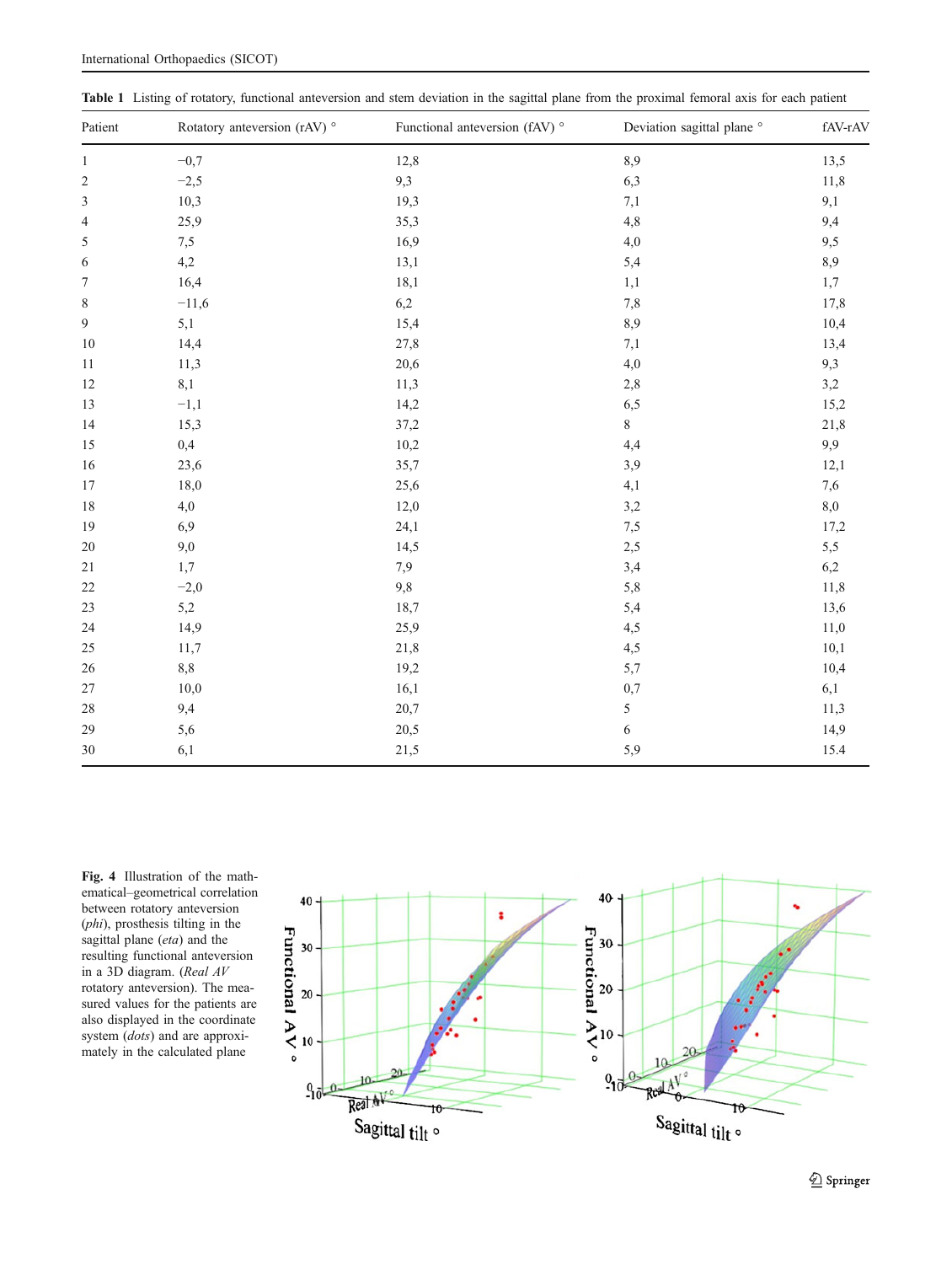**Table 1** Listing of rotatory, functional anteversion and stem deviation in the sagittal plane from the proximal femoral axis for each patient

| Patient | Rotatory anteversion (rAV) ° | Functional anteversion (fAV) ° | Deviation sagittal plane ° | fAV-rAV |
|---|---|---|---|---|
| 1 | −0,7 | 12,8 | 8,9 | 13,5 |
| 2 | −2,5 | 9,3 | 6,3 | 11,8 |
| 3 | 10,3 | 19,3 | 7,1 | 9,1 |
| 4 | 25,9 | 35,3 | 4,8 | 9,4 |
| 5 | 7,5 | 16,9 | 4,0 | 9,5 |
| 6 | 4,2 | 13,1 | 5,4 | 8,9 |
| 7 | 16,4 | 18,1 | 1,1 | 1,7 |
| 8 | −11,6 | 6,2 | 7,8 | 17,8 |
| 9 | 5,1 | 15,4 | 8,9 | 10,4 |
| 10 | 14,4 | 27,8 | 7,1 | 13,4 |
| 11 | 11,3 | 20,6 | 4,0 | 9,3 |
| 12 | 8,1 | 11,3 | 2,8 | 3,2 |
| 13 | −1,1 | 14,2 | 6,5 | 15,2 |
| 14 | 15,3 | 37,2 | 8 | 21,8 |
| 15 | 0,4 | 10,2 | 4,4 | 9,9 |
| 16 | 23,6 | 35,7 | 3,9 | 12,1 |
| 17 | 18,0 | 25,6 | 4,1 | 7,6 |
| 18 | 4,0 | 12,0 | 3,2 | 8,0 |
| 19 | 6,9 | 24,1 | 7,5 | 17,2 |
| 20 | 9,0 | 14,5 | 2,5 | 5,5 |
| 21 | 1,7 | 7,9 | 3,4 | 6,2 |
| 22 | −2,0 | 9,8 | 5,8 | 11,8 |
| 23 | 5,2 | 18,7 | 5,4 | 13,6 |
| 24 | 14,9 | 25,9 | 4,5 | 11,0 |
| 25 | 11,7 | 21,8 | 4,5 | 10,1 |
| 26 | 8,8 | 19,2 | 5,7 | 10,4 |
| 27 | 10,0 | 16,1 | 0,7 | 6,1 |
| 28 | 9,4 | 20,7 | 5 | 11,3 |
| 29 | 5,6 | 20,5 | 6 | 14,9 |
| 30 | 6,1 | 21,5 | 5,9 | 15.4 |

**Fig. 4** Illustration of the mathematical–geometrical correlation between rotatory anteversion (*phi*), prosthesis tilting in the sagittal plane (*eta*) and the resulting functional anteversion in a 3D diagram. (*Real AV* rotatory anteversion). The measured values for the patients are also displayed in the coordinate system (*dots*) and are approximately in the calculated plane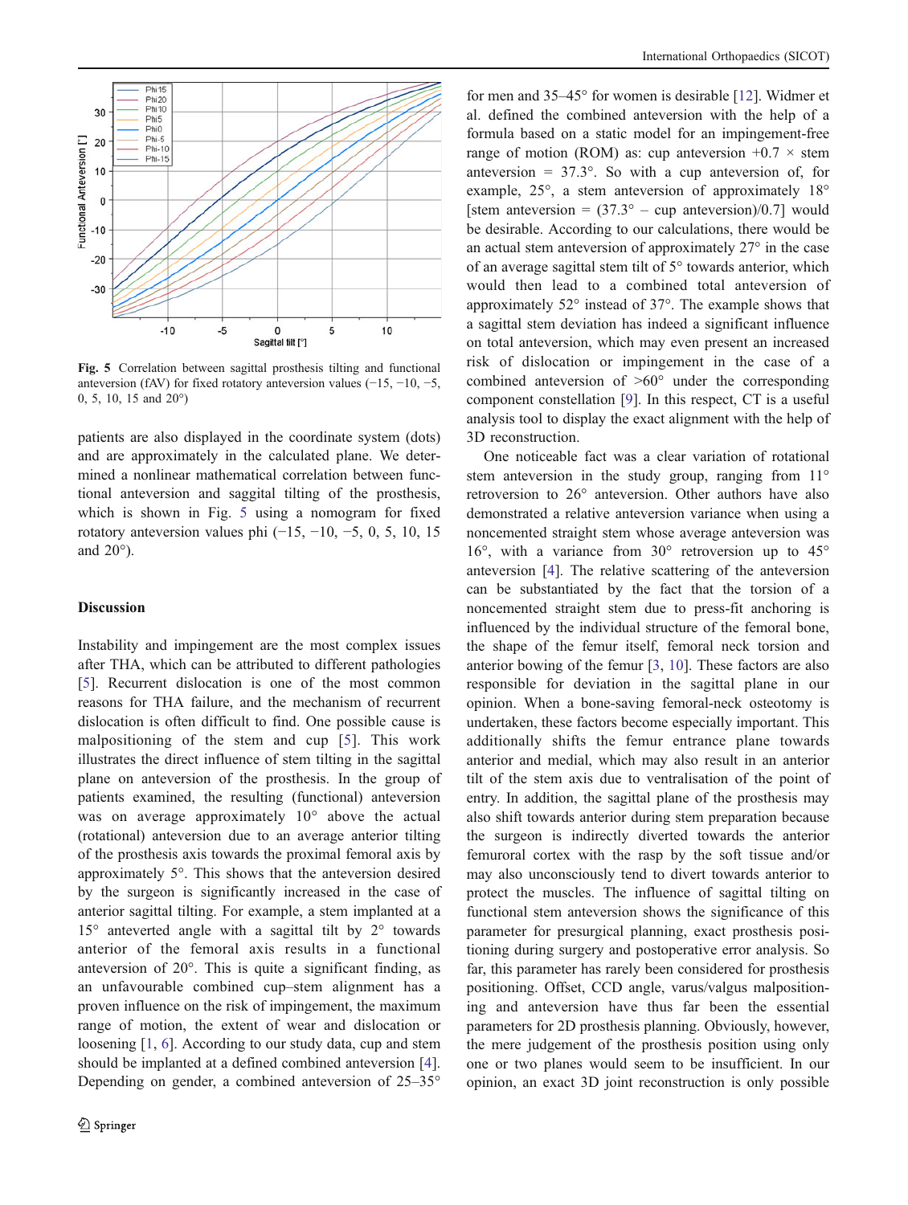Fig. 5 Correlation between sagittal prosthesis tilting and functional anteversion (fAV) for fixed rotatory anteversion values (−15, −10, −5, 0, 5, 10, 15 and 20°)

patients are also displayed in the coordinate system (dots) and are approximately in the calculated plane. We determined a nonlinear mathematical correlation between functional anteversion and saggital tilting of the prosthesis, which is shown in Fig. 5 using a nomogram for fixed rotatory anteversion values phi (−15, −10, −5, 0, 5, 10, 15 and 20°).

## Discussion

Instability and impingement are the most complex issues after THA, which can be attributed to different pathologies [5]. Recurrent dislocation is one of the most common reasons for THA failure, and the mechanism of recurrent dislocation is often difficult to find. One possible cause is malpositioning of the stem and cup [5]. This work illustrates the direct influence of stem tilting in the sagittal plane on anteversion of the prosthesis. In the group of patients examined, the resulting (functional) anteversion was on average approximately 10° above the actual (rotational) anteversion due to an average anterior tilting of the prosthesis axis towards the proximal femoral axis by approximately 5°. This shows that the anteversion desired by the surgeon is significantly increased in the case of anterior sagittal tilting. For example, a stem implanted at a 15° anteverted angle with a sagittal tilt by 2° towards anterior of the femoral axis results in a functional anteversion of 20°. This is quite a significant finding, as an unfavourable combined cup–stem alignment has a proven influence on the risk of impingement, the maximum range of motion, the extent of wear and dislocation or loosening [1, 6]. According to our study data, cup and stem should be implanted at a defined combined anteversion [4]. Depending on gender, a combined anteversion of 25–35° for men and 35–45° for women is desirable [12]. Widmer et al. defined the combined anteversion with the help of a formula based on a static model for an impingement-free range of motion (ROM) as: cup anteversion $+0.7 \times$ stem anteversion $= 37.3°$. So with a cup anteversion of, for example, 25°, a stem anteversion of approximately 18° [stem anteversion $= (37.3° - \text{cup anteversion})/0.7$] would be desirable. According to our calculations, there would be an actual stem anteversion of approximately 27° in the case of an average sagittal stem tilt of 5° towards anterior, which would then lead to a combined total anteversion of approximately 52° instead of 37°. The example shows that a sagittal stem deviation has indeed a significant influence on total anteversion, which may even present an increased risk of dislocation or impingement in the case of a combined anteversion of >60° under the corresponding component constellation [9]. In this respect, CT is a useful analysis tool to display the exact alignment with the help of 3D reconstruction.

One noticeable fact was a clear variation of rotational stem anteversion in the study group, ranging from 11° retroversion to 26° anteversion. Other authors have also demonstrated a relative anteversion variance when using a noncemented straight stem whose average anteversion was 16°, with a variance from 30° retroversion up to 45° anteversion [4]. The relative scattering of the anteversion can be substantiated by the fact that the torsion of a noncemented straight stem due to press-fit anchoring is influenced by the individual structure of the femoral bone, the shape of the femur itself, femoral neck torsion and anterior bowing of the femur [3, 10]. These factors are also responsible for deviation in the sagittal plane in our opinion. When a bone-saving femoral-neck osteotomy is undertaken, these factors become especially important. This additionally shifts the femur entrance plane towards anterior and medial, which may also result in an anterior tilt of the stem axis due to ventralisation of the point of entry. In addition, the sagittal plane of the prosthesis may also shift towards anterior during stem preparation because the surgeon is indirectly diverted towards the anterior femuroral cortex with the rasp by the soft tissue and/or may also unconsciously tend to divert towards anterior to protect the muscles. The influence of sagittal tilting on functional stem anteversion shows the significance of this parameter for presurgical planning, exact prosthesis positioning during surgery and postoperative error analysis. So far, this parameter has rarely been considered for prosthesis positioning. Offset, CCD angle, varus/valgus malpositioning and anteversion have thus far been the essential parameters for 2D prosthesis planning. Obviously, however, the mere judgement of the prosthesis position using only one or two planes would seem to be insufficient. In our opinion, an exact 3D joint reconstruction is only possible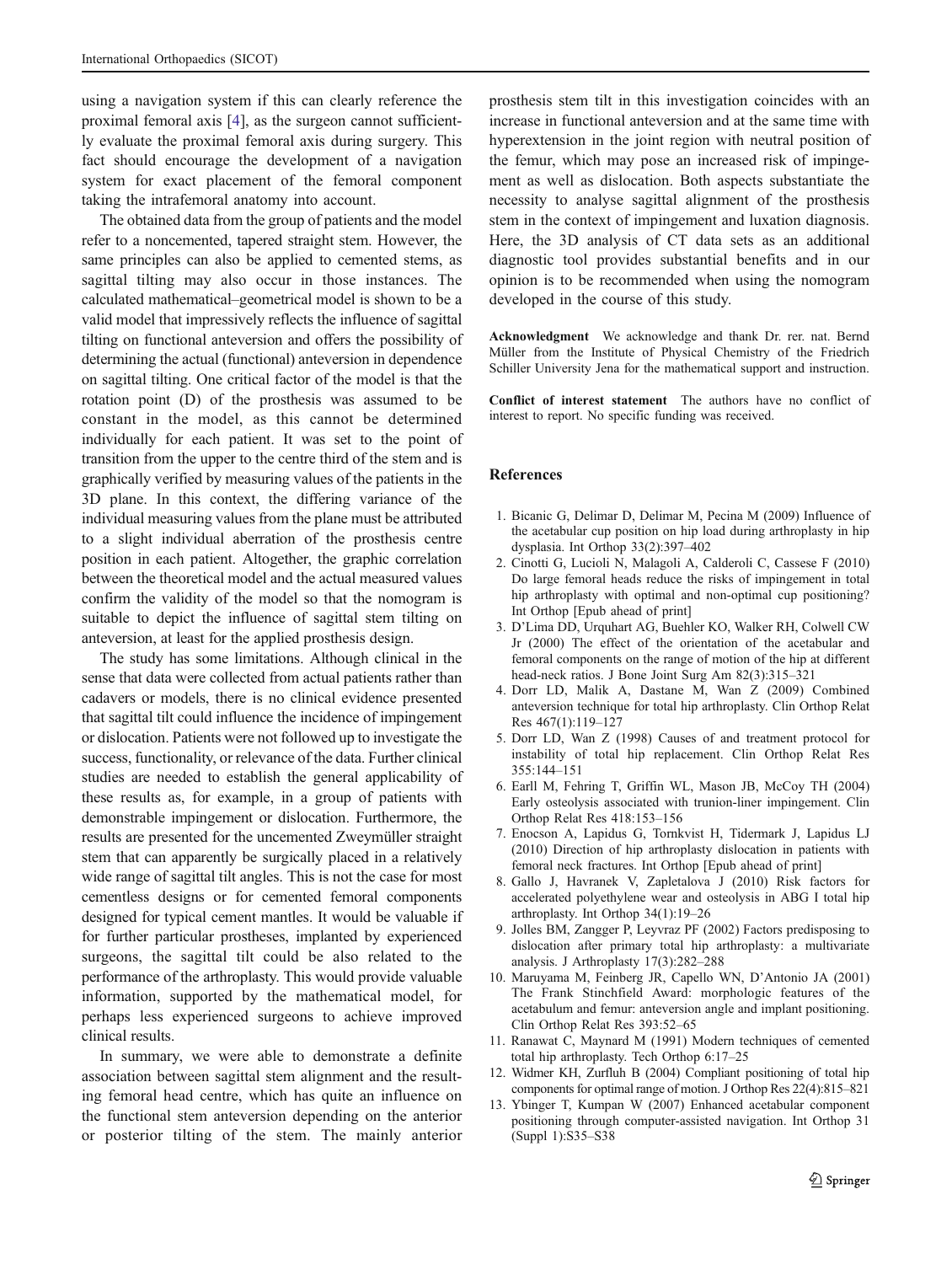using a navigation system if this can clearly reference the proximal femoral axis [4], as the surgeon cannot sufficiently evaluate the proximal femoral axis during surgery. This fact should encourage the development of a navigation system for exact placement of the femoral component taking the intrafemoral anatomy into account.

The obtained data from the group of patients and the model refer to a noncemented, tapered straight stem. However, the same principles can also be applied to cemented stems, as sagittal tilting may also occur in those instances. The calculated mathematical–geometrical model is shown to be a valid model that impressively reflects the influence of sagittal tilting on functional anteversion and offers the possibility of determining the actual (functional) anteversion in dependence on sagittal tilting. One critical factor of the model is that the rotation point (D) of the prosthesis was assumed to be constant in the model, as this cannot be determined individually for each patient. It was set to the point of transition from the upper to the centre third of the stem and is graphically verified by measuring values of the patients in the 3D plane. In this context, the differing variance of the individual measuring values from the plane must be attributed to a slight individual aberration of the prosthesis centre position in each patient. Altogether, the graphic correlation between the theoretical model and the actual measured values confirm the validity of the model so that the nomogram is suitable to depict the influence of sagittal stem tilting on anteversion, at least for the applied prosthesis design.

The study has some limitations. Although clinical in the sense that data were collected from actual patients rather than cadavers or models, there is no clinical evidence presented that sagittal tilt could influence the incidence of impingement or dislocation. Patients were not followed up to investigate the success, functionality, or relevance of the data. Further clinical studies are needed to establish the general applicability of these results as, for example, in a group of patients with demonstrable impingement or dislocation. Furthermore, the results are presented for the uncemented Zweymüller straight stem that can apparently be surgically placed in a relatively wide range of sagittal tilt angles. This is not the case for most cementless designs or for cemented femoral components designed for typical cement mantles. It would be valuable if for further particular prostheses, implanted by experienced surgeons, the sagittal tilt could be also related to the performance of the arthroplasty. This would provide valuable information, supported by the mathematical model, for perhaps less experienced surgeons to achieve improved clinical results.

In summary, we were able to demonstrate a definite association between sagittal stem alignment and the resulting femoral head centre, which has quite an influence on the functional stem anteversion depending on the anterior or posterior tilting of the stem. The mainly anterior prosthesis stem tilt in this investigation coincides with an increase in functional anteversion and at the same time with hyperextension in the joint region with neutral position of the femur, which may pose an increased risk of impingement as well as dislocation. Both aspects substantiate the necessity to analyse sagittal alignment of the prosthesis stem in the context of impingement and luxation diagnosis. Here, the 3D analysis of CT data sets as an additional diagnostic tool provides substantial benefits and in our opinion is to be recommended when using the nomogram developed in the course of this study.

**Acknowledgment** We acknowledge and thank Dr. rer. nat. Bernd Müller from the Institute of Physical Chemistry of the Friedrich Schiller University Jena for the mathematical support and instruction.

**Conflict of interest statement** The authors have no conflict of interest to report. No specific funding was received.

## References

1. Bicanic G, Delimar D, Delimar M, Pecina M (2009) Influence of the acetabular cup position on hip load during arthroplasty in hip dysplasia. Int Orthop 33(2):397–402
2. Cinotti G, Lucioli N, Malagoli A, Calderoli C, Cassese F (2010) Do large femoral heads reduce the risks of impingement in total hip arthroplasty with optimal and non-optimal cup positioning? Int Orthop [Epub ahead of print]
3. D'Lima DD, Urquhart AG, Buehler KO, Walker RH, Colwell CW Jr (2000) The effect of the orientation of the acetabular and femoral components on the range of motion of the hip at different head-neck ratios. J Bone Joint Surg Am 82(3):315–321
4. Dorr LD, Malik A, Dastane M, Wan Z (2009) Combined anteversion technique for total hip arthroplasty. Clin Orthop Relat Res 467(1):119–127
5. Dorr LD, Wan Z (1998) Causes of and treatment protocol for instability of total hip replacement. Clin Orthop Relat Res 355:144–151
6. Earll M, Fehring T, Griffin WL, Mason JB, McCoy TH (2004) Early osteolysis associated with trunion-liner impingement. Clin Orthop Relat Res 418:153–156
7. Enocson A, Lapidus G, Tornkvist H, Tidermark J, Lapidus LJ (2010) Direction of hip arthroplasty dislocation in patients with femoral neck fractures. Int Orthop [Epub ahead of print]
8. Gallo J, Havranek V, Zapletalova J (2010) Risk factors for accelerated polyethylene wear and osteolysis in ABG I total hip arthroplasty. Int Orthop 34(1):19–26
9. Jolles BM, Zangger P, Leyvraz PF (2002) Factors predisposing to dislocation after primary total hip arthroplasty: a multivariate analysis. J Arthroplasty 17(3):282–288
10. Maruyama M, Feinberg JR, Capello WN, D'Antonio JA (2001) The Frank Stinchfield Award: morphologic features of the acetabulum and femur: anteversion angle and implant positioning. Clin Orthop Relat Res 393:52–65
11. Ranawat C, Maynard M (1991) Modern techniques of cemented total hip arthroplasty. Tech Orthop 6:17–25
12. Widmer KH, Zurfluh B (2004) Compliant positioning of total hip components for optimal range of motion. J Orthop Res 22(4):815–821
13. Ybinger T, Kumpan W (2007) Enhanced acetabular component positioning through computer-assisted navigation. Int Orthop 31 (Suppl 1):S35–S38